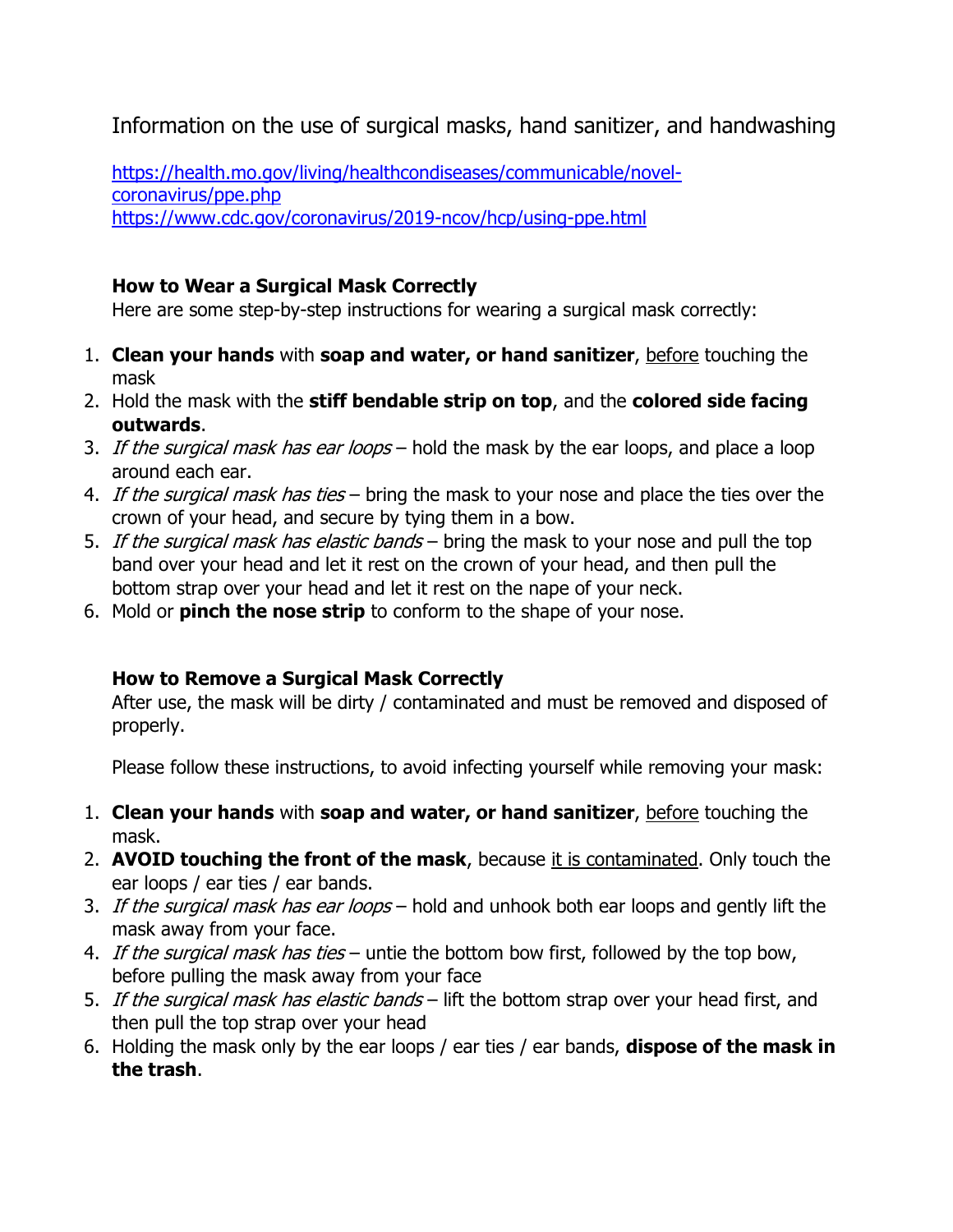# Information on the use of surgical masks, hand sanitizer, and handwashing

https://health.mo.gov/living/healthcondiseases/communicable/novel-coronavirus/ppe.php
https://www.cdc.gov/coronavirus/2019-ncov/hcp/using-ppe.html

## How to Wear a Surgical Mask Correctly

Here are some step-by-step instructions for wearing a surgical mask correctly:

1. **Clean your hands** with **soap and water, or hand sanitizer**, <u>before</u> touching the mask
2. Hold the mask with the **stiff bendable strip on top**, and the **colored side facing outwards**.
3. *If the surgical mask has ear loops* – hold the mask by the ear loops, and place a loop around each ear.
4. *If the surgical mask has ties* – bring the mask to your nose and place the ties over the crown of your head, and secure by tying them in a bow.
5. *If the surgical mask has elastic bands* – bring the mask to your nose and pull the top band over your head and let it rest on the crown of your head, and then pull the bottom strap over your head and let it rest on the nape of your neck.
6. Mold or **pinch the nose strip** to conform to the shape of your nose.

## How to Remove a Surgical Mask Correctly

After use, the mask will be dirty / contaminated and must be removed and disposed of properly.

Please follow these instructions, to avoid infecting yourself while removing your mask:

1. **Clean your hands** with **soap and water, or hand sanitizer**, <u>before</u> touching the mask.
2. **AVOID touching the front of the mask**, because <u>it is contaminated</u>. Only touch the ear loops / ear ties / ear bands.
3. *If the surgical mask has ear loops* – hold and unhook both ear loops and gently lift the mask away from your face.
4. *If the surgical mask has ties* – untie the bottom bow first, followed by the top bow, before pulling the mask away from your face
5. *If the surgical mask has elastic bands* – lift the bottom strap over your head first, and then pull the top strap over your head
6. Holding the mask only by the ear loops / ear ties / ear bands, **dispose of the mask in the trash**.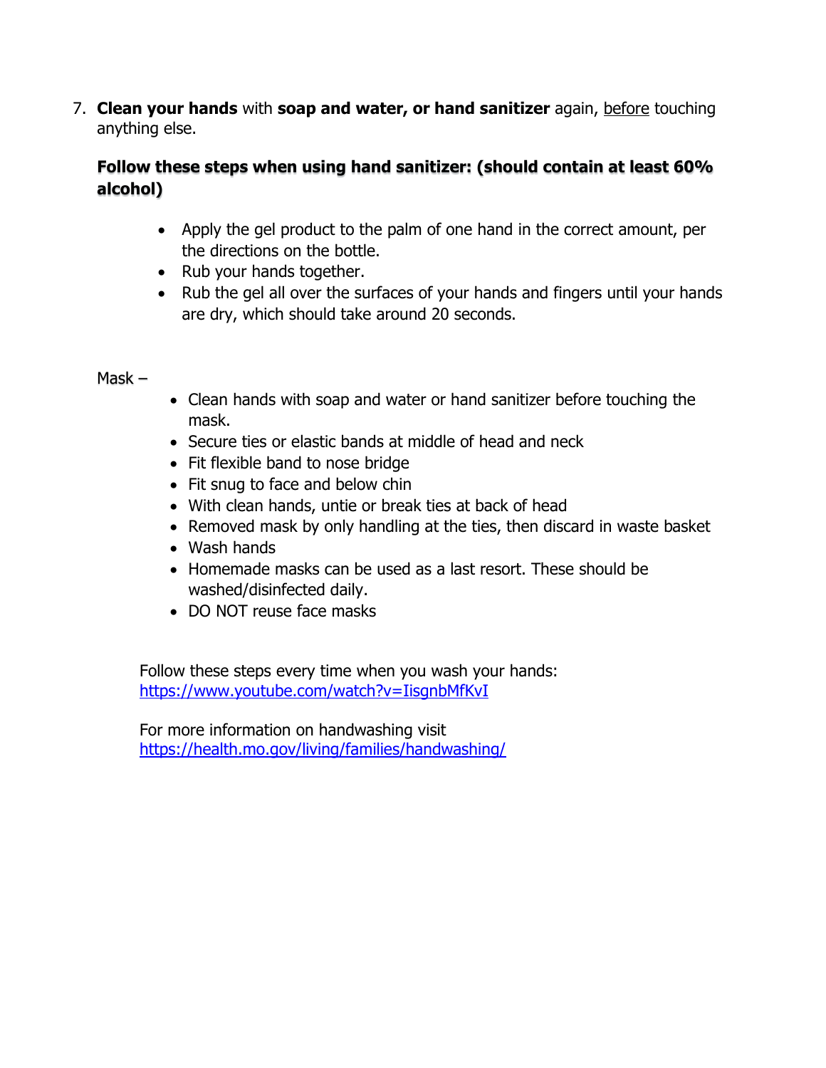7. **Clean your hands** with **soap and water, or hand sanitizer** again, before touching anything else.

   **Follow these steps when using hand sanitizer: (should contain at least 60% alcohol)**

   - Apply the gel product to the palm of one hand in the correct amount, per the directions on the bottle.
   - Rub your hands together.
   - Rub the gel all over the surfaces of your hands and fingers until your hands are dry, which should take around 20 seconds.

Mask –

- Clean hands with soap and water or hand sanitizer before touching the mask.
- Secure ties or elastic bands at middle of head and neck
- Fit flexible band to nose bridge
- Fit snug to face and below chin
- With clean hands, untie or break ties at back of head
- Removed mask by only handling at the ties, then discard in waste basket
- Wash hands
- Homemade masks can be used as a last resort. These should be washed/disinfected daily.
- DO NOT reuse face masks

Follow these steps every time when you wash your hands:
[https://www.youtube.com/watch?v=IisgnbMfKvI](https://www.youtube.com/watch?v=IisgnbMfKvI)

For more information on handwashing visit
[https://health.mo.gov/living/families/handwashing/](https://health.mo.gov/living/families/handwashing/)